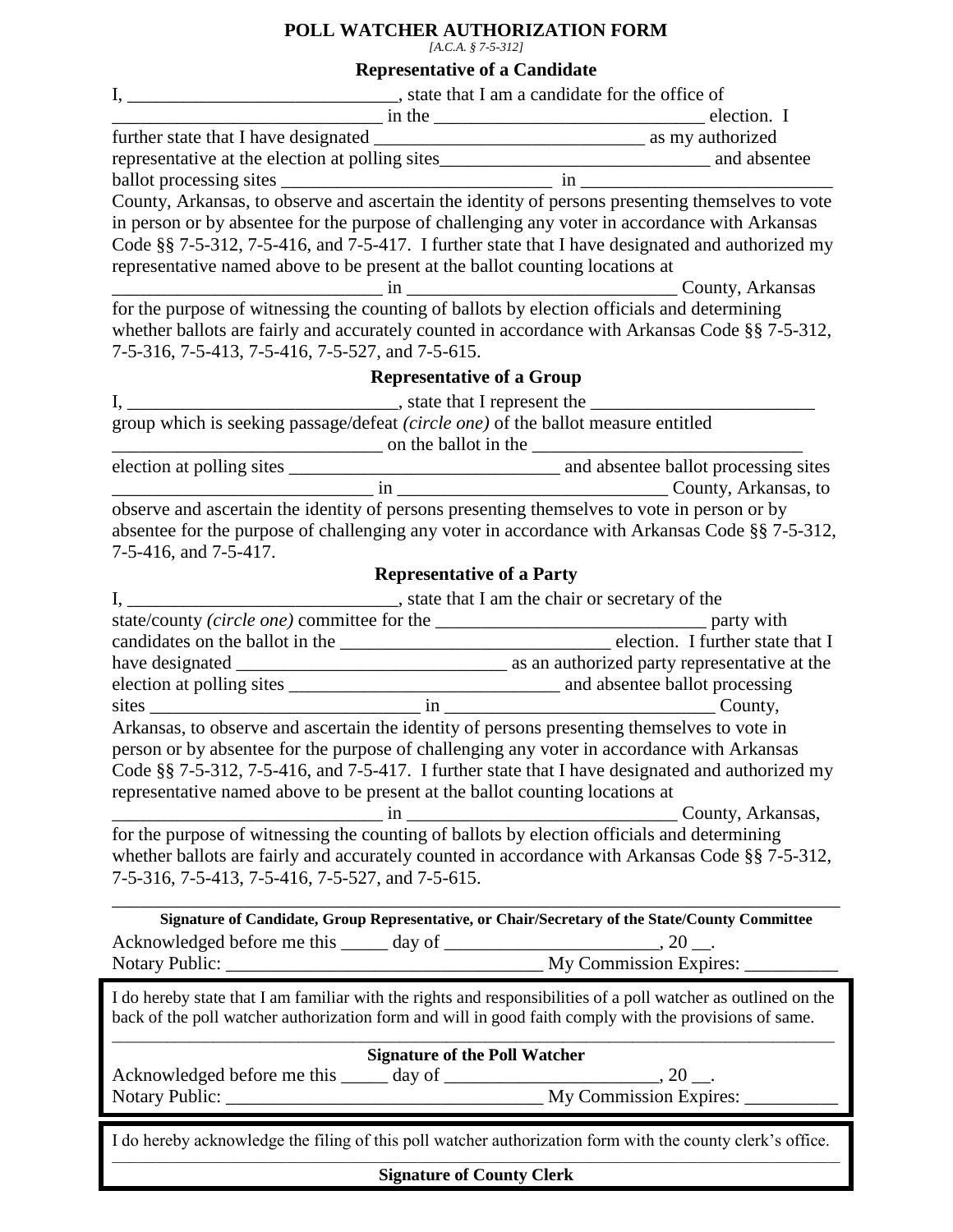# POLL WATCHER AUTHORIZATION FORM

*[A.C.A. § 7-5-312]*

## Representative of a Candidate

I, ____________________________, state that I am a candidate for the office of ____________________________ in the ____________________________ election. I further state that I have designated ____________________________ as my authorized representative at the election at polling sites____________________________ and absentee ballot processing sites ____________________________ in ____________________________ County, Arkansas, to observe and ascertain the identity of persons presenting themselves to vote in person or by absentee for the purpose of challenging any voter in accordance with Arkansas Code §§ 7-5-312, 7-5-416, and 7-5-417. I further state that I have designated and authorized my representative named above to be present at the ballot counting locations at ____________________________ in ____________________________ County, Arkansas for the purpose of witnessing the counting of ballots by election officials and determining whether ballots are fairly and accurately counted in accordance with Arkansas Code §§ 7-5-312, 7-5-316, 7-5-413, 7-5-416, 7-5-527, and 7-5-615.

## Representative of a Group

I, ____________________________, state that I represent the ________________________ group which is seeking passage/defeat *(circle one)* of the ballot measure entitled ____________________________ on the ballot in the ____________________________ election at polling sites ____________________________ and absentee ballot processing sites ____________________________ in ____________________________ County, Arkansas, to observe and ascertain the identity of persons presenting themselves to vote in person or by absentee for the purpose of challenging any voter in accordance with Arkansas Code §§ 7-5-312, 7-5-416, and 7-5-417.

## Representative of a Party

I, ____________________________, state that I am the chair or secretary of the state/county *(circle one)* committee for the ____________________________ party with candidates on the ballot in the ____________________________ election. I further state that I have designated ____________________________ as an authorized party representative at the election at polling sites ____________________________ and absentee ballot processing sites ____________________________ in ____________________________ County, Arkansas, to observe and ascertain the identity of persons presenting themselves to vote in person or by absentee for the purpose of challenging any voter in accordance with Arkansas Code §§ 7-5-312, 7-5-416, and 7-5-417. I further state that I have designated and authorized my representative named above to be present at the ballot counting locations at ____________________________ in ____________________________ County, Arkansas, for the purpose of witnessing the counting of ballots by election officials and determining whether ballots are fairly and accurately counted in accordance with Arkansas Code §§ 7-5-312, 7-5-316, 7-5-413, 7-5-416, 7-5-527, and 7-5-615.

______________________________________________________________________

**Signature of Candidate, Group Representative, or Chair/Secretary of the State/County Committee**

Acknowledged before me this _____ day of ______________________, 20 __.

Notary Public: ________________________________ My Commission Expires: __________

---

I do hereby state that I am familiar with the rights and responsibilities of a poll watcher as outlined on the back of the poll watcher authorization form and will in good faith comply with the provisions of same.

______________________________________________________________________

**Signature of the Poll Watcher**

Acknowledged before me this _____ day of ______________________, 20 __.

Notary Public: ________________________________ My Commission Expires: __________

---

I do hereby acknowledge the filing of this poll watcher authorization form with the county clerk's office.

______________________________________________________________________

**Signature of County Clerk**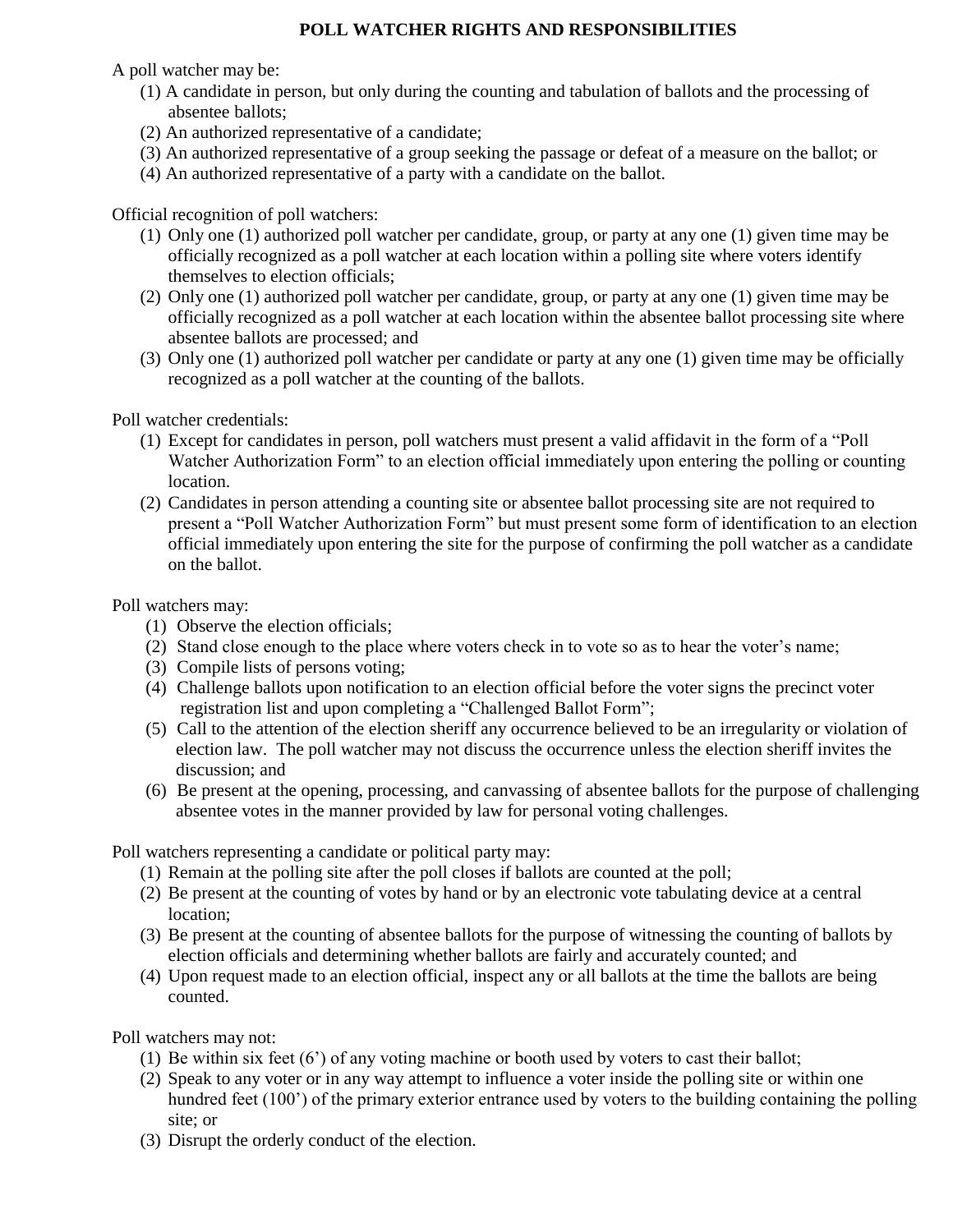# POLL WATCHER RIGHTS AND RESPONSIBILITIES

A poll watcher may be:

(1) A candidate in person, but only during the counting and tabulation of ballots and the processing of absentee ballots;
(2) An authorized representative of a candidate;
(3) An authorized representative of a group seeking the passage or defeat of a measure on the ballot; or
(4) An authorized representative of a party with a candidate on the ballot.

Official recognition of poll watchers:

(1) Only one (1) authorized poll watcher per candidate, group, or party at any one (1) given time may be officially recognized as a poll watcher at each location within a polling site where voters identify themselves to election officials;
(2) Only one (1) authorized poll watcher per candidate, group, or party at any one (1) given time may be officially recognized as a poll watcher at each location within the absentee ballot processing site where absentee ballots are processed; and
(3) Only one (1) authorized poll watcher per candidate or party at any one (1) given time may be officially recognized as a poll watcher at the counting of the ballots.

Poll watcher credentials:

(1) Except for candidates in person, poll watchers must present a valid affidavit in the form of a "Poll Watcher Authorization Form" to an election official immediately upon entering the polling or counting location.
(2) Candidates in person attending a counting site or absentee ballot processing site are not required to present a "Poll Watcher Authorization Form" but must present some form of identification to an election official immediately upon entering the site for the purpose of confirming the poll watcher as a candidate on the ballot.

Poll watchers may:

(1) Observe the election officials;
(2) Stand close enough to the place where voters check in to vote so as to hear the voter's name;
(3) Compile lists of persons voting;
(4) Challenge ballots upon notification to an election official before the voter signs the precinct voter registration list and upon completing a "Challenged Ballot Form";
(5) Call to the attention of the election sheriff any occurrence believed to be an irregularity or violation of election law. The poll watcher may not discuss the occurrence unless the election sheriff invites the discussion; and
(6) Be present at the opening, processing, and canvassing of absentee ballots for the purpose of challenging absentee votes in the manner provided by law for personal voting challenges.

Poll watchers representing a candidate or political party may:

(1) Remain at the polling site after the poll closes if ballots are counted at the poll;
(2) Be present at the counting of votes by hand or by an electronic vote tabulating device at a central location;
(3) Be present at the counting of absentee ballots for the purpose of witnessing the counting of ballots by election officials and determining whether ballots are fairly and accurately counted; and
(4) Upon request made to an election official, inspect any or all ballots at the time the ballots are being counted.

Poll watchers may not:

(1) Be within six feet (6') of any voting machine or booth used by voters to cast their ballot;
(2) Speak to any voter or in any way attempt to influence a voter inside the polling site or within one hundred feet (100') of the primary exterior entrance used by voters to the building containing the polling site; or
(3) Disrupt the orderly conduct of the election.